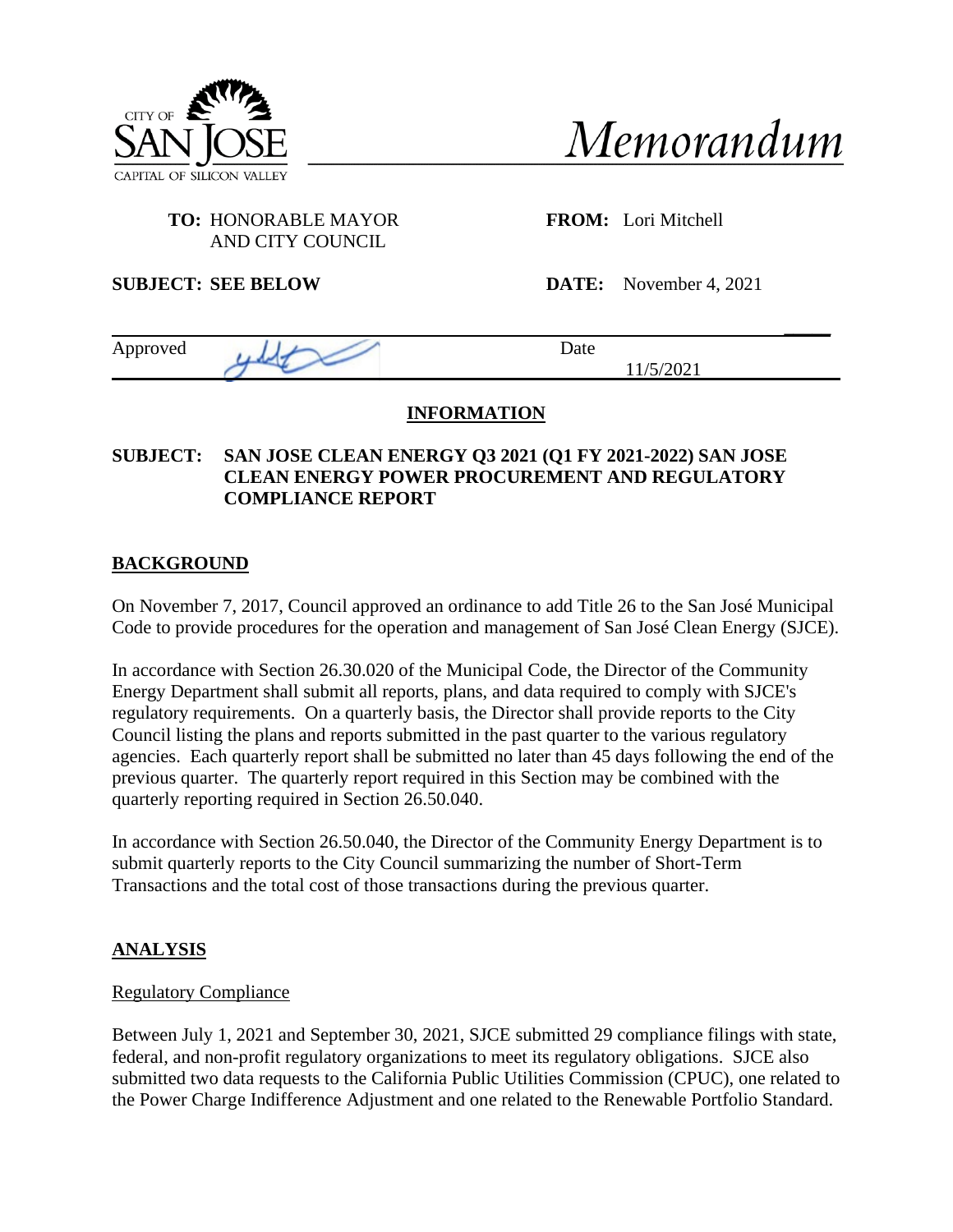CITY OF SAN JOSE
CAPITAL OF SILICON VALLEY

# Memorandum

**TO:** HONORABLE MAYOR AND CITY COUNCIL

**FROM:** Lori Mitchell

**SUBJECT: SEE BELOW**

**DATE:** November 4, 2021

Approved | Date 11/5/2021

**INFORMATION**

**SUBJECT: SAN JOSE CLEAN ENERGY Q3 2021 (Q1 FY 2021-2022) SAN JOSE CLEAN ENERGY POWER PROCUREMENT AND REGULATORY COMPLIANCE REPORT**

## BACKGROUND

On November 7, 2017, Council approved an ordinance to add Title 26 to the San José Municipal Code to provide procedures for the operation and management of San José Clean Energy (SJCE).

In accordance with Section 26.30.020 of the Municipal Code, the Director of the Community Energy Department shall submit all reports, plans, and data required to comply with SJCE's regulatory requirements. On a quarterly basis, the Director shall provide reports to the City Council listing the plans and reports submitted in the past quarter to the various regulatory agencies. Each quarterly report shall be submitted no later than 45 days following the end of the previous quarter. The quarterly report required in this Section may be combined with the quarterly reporting required in Section 26.50.040.

In accordance with Section 26.50.040, the Director of the Community Energy Department is to submit quarterly reports to the City Council summarizing the number of Short-Term Transactions and the total cost of those transactions during the previous quarter.

## ANALYSIS

### Regulatory Compliance

Between July 1, 2021 and September 30, 2021, SJCE submitted 29 compliance filings with state, federal, and non-profit regulatory organizations to meet its regulatory obligations. SJCE also submitted two data requests to the California Public Utilities Commission (CPUC), one related to the Power Charge Indifference Adjustment and one related to the Renewable Portfolio Standard.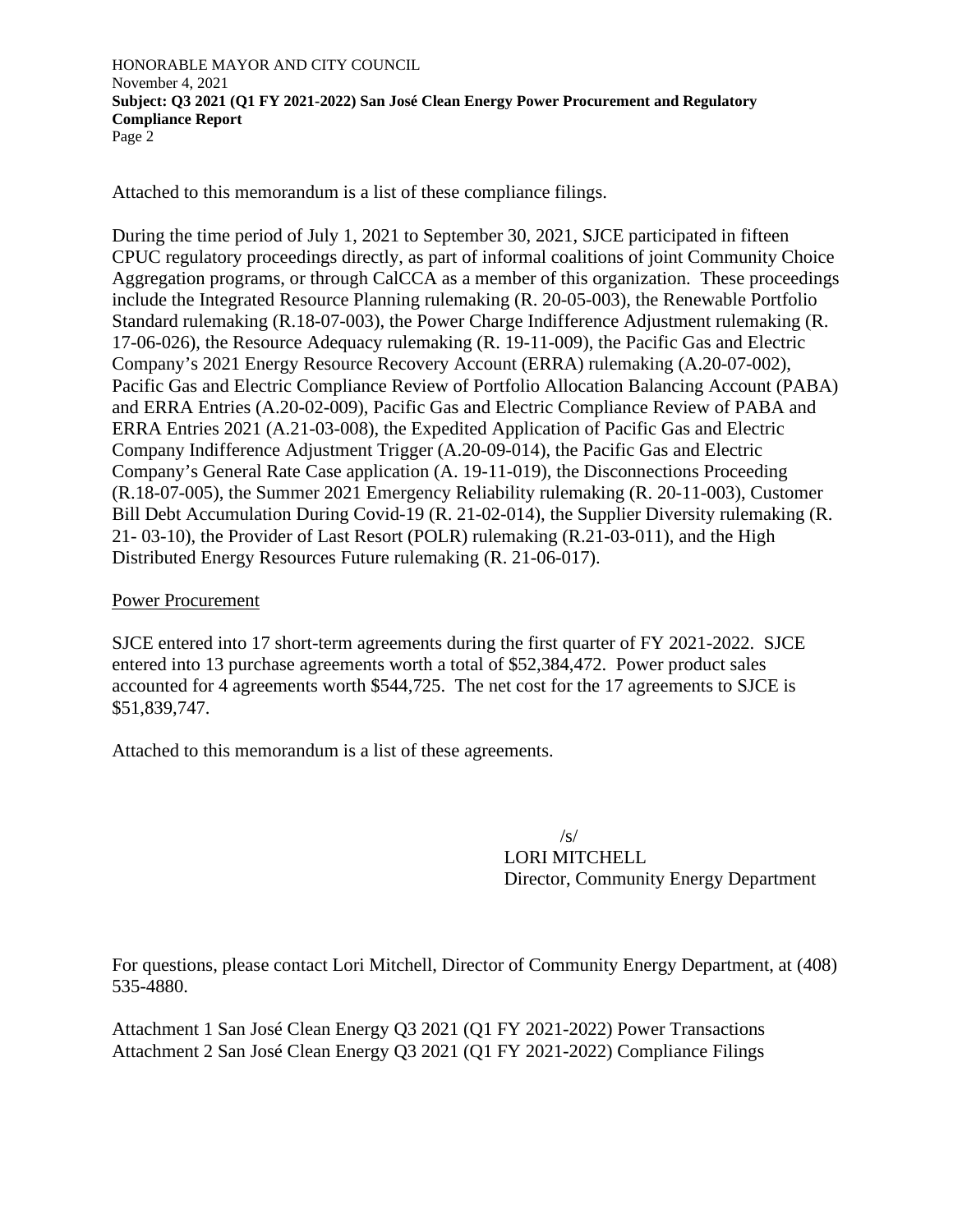Attached to this memorandum is a list of these compliance filings.

During the time period of July 1, 2021 to September 30, 2021, SJCE participated in fifteen CPUC regulatory proceedings directly, as part of informal coalitions of joint Community Choice Aggregation programs, or through CalCCA as a member of this organization. These proceedings include the Integrated Resource Planning rulemaking (R. 20-05-003), the Renewable Portfolio Standard rulemaking (R.18-07-003), the Power Charge Indifference Adjustment rulemaking (R. 17-06-026), the Resource Adequacy rulemaking (R. 19-11-009), the Pacific Gas and Electric Company's 2021 Energy Resource Recovery Account (ERRA) rulemaking (A.20-07-002), Pacific Gas and Electric Compliance Review of Portfolio Allocation Balancing Account (PABA) and ERRA Entries (A.20-02-009), Pacific Gas and Electric Compliance Review of PABA and ERRA Entries 2021 (A.21-03-008), the Expedited Application of Pacific Gas and Electric Company Indifference Adjustment Trigger (A.20-09-014), the Pacific Gas and Electric Company's General Rate Case application (A. 19-11-019), the Disconnections Proceeding (R.18-07-005), the Summer 2021 Emergency Reliability rulemaking (R. 20-11-003), Customer Bill Debt Accumulation During Covid-19 (R. 21-02-014), the Supplier Diversity rulemaking (R. 21- 03-10), the Provider of Last Resort (POLR) rulemaking (R.21-03-011), and the High Distributed Energy Resources Future rulemaking (R. 21-06-017).

## Power Procurement

SJCE entered into 17 short-term agreements during the first quarter of FY 2021-2022. SJCE entered into 13 purchase agreements worth a total of $52,384,472. Power product sales accounted for 4 agreements worth $544,725. The net cost for the 17 agreements to SJCE is $51,839,747.

Attached to this memorandum is a list of these agreements.

/s/
LORI MITCHELL
Director, Community Energy Department

For questions, please contact Lori Mitchell, Director of Community Energy Department, at (408) 535-4880.

Attachment 1 San José Clean Energy Q3 2021 (Q1 FY 2021-2022) Power Transactions
Attachment 2 San José Clean Energy Q3 2021 (Q1 FY 2021-2022) Compliance Filings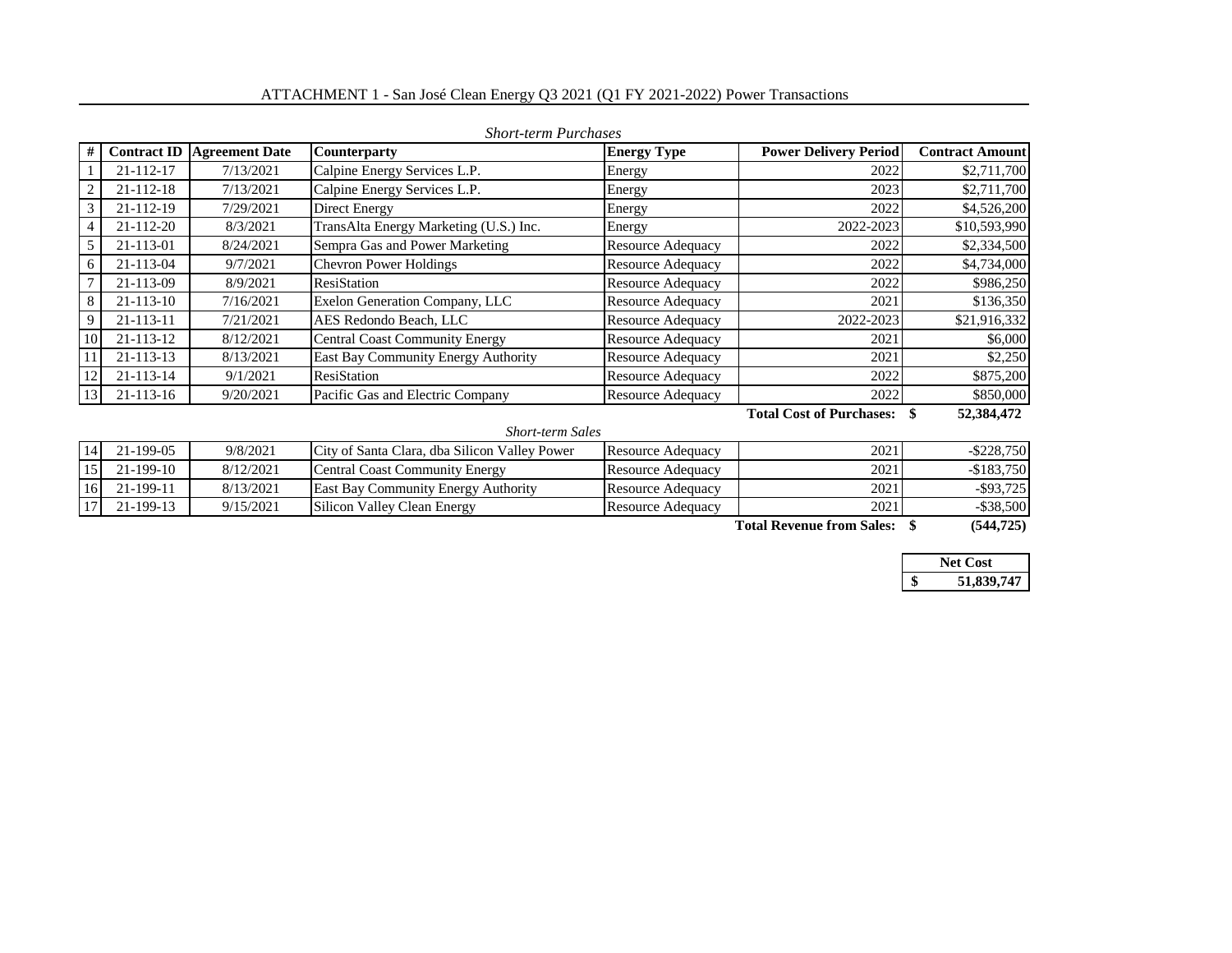# ATTACHMENT 1 - San José Clean Energy Q3 2021 (Q1 FY 2021-2022) Power Transactions

*Short-term Purchases*

| # | Contract ID | Agreement Date | Counterparty | Energy Type | Power Delivery Period | Contract Amount |
|---|---|---|---|---|---|---|
| 1 | 21-112-17 | 7/13/2021 | Calpine Energy Services L.P. | Energy | 2022 | $2,711,700 |
| 2 | 21-112-18 | 7/13/2021 | Calpine Energy Services L.P. | Energy | 2023 | $2,711,700 |
| 3 | 21-112-19 | 7/29/2021 | Direct Energy | Energy | 2022 | $4,526,200 |
| 4 | 21-112-20 | 8/3/2021 | TransAlta Energy Marketing (U.S.) Inc. | Energy | 2022-2023 | $10,593,990 |
| 5 | 21-113-01 | 8/24/2021 | Sempra Gas and Power Marketing | Resource Adequacy | 2022 | $2,334,500 |
| 6 | 21-113-04 | 9/7/2021 | Chevron Power Holdings | Resource Adequacy | 2022 | $4,734,000 |
| 7 | 21-113-09 | 8/9/2021 | ResiStation | Resource Adequacy | 2022 | $986,250 |
| 8 | 21-113-10 | 7/16/2021 | Exelon Generation Company, LLC | Resource Adequacy | 2021 | $136,350 |
| 9 | 21-113-11 | 7/21/2021 | AES Redondo Beach, LLC | Resource Adequacy | 2022-2023 | $21,916,332 |
| 10 | 21-113-12 | 8/12/2021 | Central Coast Community Energy | Resource Adequacy | 2021 | $6,000 |
| 11 | 21-113-13 | 8/13/2021 | East Bay Community Energy Authority | Resource Adequacy | 2021 | $2,250 |
| 12 | 21-113-14 | 9/1/2021 | ResiStation | Resource Adequacy | 2022 | $875,200 |
| 13 | 21-113-16 | 9/20/2021 | Pacific Gas and Electric Company | Resource Adequacy | 2022 | $850,000 |
| | | | | | **Total Cost of Purchases: $** | **52,384,472** |

*Short-term Sales*

| # | Contract ID | Agreement Date | Counterparty | Energy Type | Power Delivery Period | Contract Amount |
|---|---|---|---|---|---|---|
| 14 | 21-199-05 | 9/8/2021 | City of Santa Clara, dba Silicon Valley Power | Resource Adequacy | 2021 | -$228,750 |
| 15 | 21-199-10 | 8/12/2021 | Central Coast Community Energy | Resource Adequacy | 2021 | -$183,750 |
| 16 | 21-199-11 | 8/13/2021 | East Bay Community Energy Authority | Resource Adequacy | 2021 | -$93,725 |
| 17 | 21-199-13 | 9/15/2021 | Silicon Valley Clean Energy | Resource Adequacy | 2021 | -$38,500 |
| | | | | | **Total Revenue from Sales: $** | **(544,725)** |

| **Net Cost** |
|---|
| **$ 51,839,747** |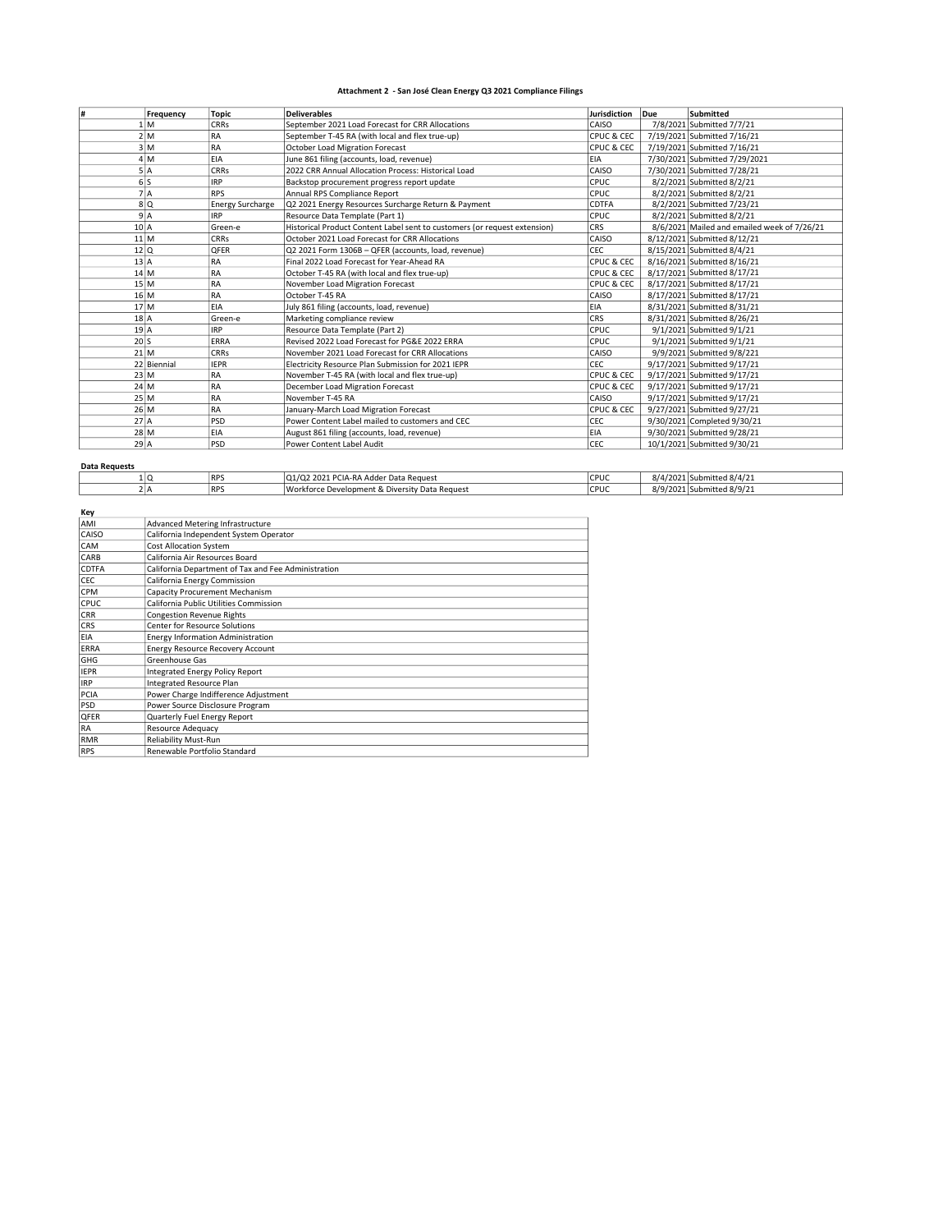**Attachment 2 - San José Clean Energy Q3 2021 Compliance Filings**

| # | Frequency | Topic | Deliverables | Jurisdiction | Due | Submitted |
|---|---|---|---|---|---|---|
| 1 | M | CRRs | September 2021 Load Forecast for CRR Allocations | CAISO | 7/8/2021 | Submitted 7/7/21 |
| 2 | M | RA | September T-45 RA (with local and flex true-up) | CPUC & CEC | 7/19/2021 | Submitted 7/16/21 |
| 3 | M | RA | October Load Migration Forecast | CPUC & CEC | 7/19/2021 | Submitted 7/16/21 |
| 4 | M | EIA | June 861 filing (accounts, load, revenue) | EIA | 7/30/2021 | Submitted 7/29/2021 |
| 5 | A | CRRs | 2022 CRR Annual Allocation Process: Historical Load | CAISO | 7/30/2021 | Submitted 7/28/21 |
| 6 | S | IRP | Backstop procurement progress report update | CPUC | 8/2/2021 | Submitted 8/2/21 |
| 7 | A | RPS | Annual RPS Compliance Report | CPUC | 8/2/2021 | Submitted 8/2/21 |
| 8 | Q | Energy Surcharge | Q2 2021 Energy Resources Surcharge Return & Payment | CDTFA | 8/2/2021 | Submitted 7/23/21 |
| 9 | A | IRP | Resource Data Template (Part 1) | CPUC | 8/2/2021 | Submitted 8/2/21 |
| 10 | A | Green-e | Historical Product Content Label sent to customers (or request extension) | CRS | 8/6/2021 | Mailed and emailed week of 7/26/21 |
| 11 | M | CRRs | October 2021 Load Forecast for CRR Allocations | CAISO | 8/12/2021 | Submitted 8/12/21 |
| 12 | Q | QFER | Q2 2021 Form 1306B – QFER (accounts, load, revenue) | CEC | 8/15/2021 | Submitted 8/4/21 |
| 13 | A | RA | Final 2022 Load Forecast for Year-Ahead RA | CPUC & CEC | 8/16/2021 | Submitted 8/16/21 |
| 14 | M | RA | October T-45 RA (with local and flex true-up) | CPUC & CEC | 8/17/2021 | Submitted 8/17/21 |
| 15 | M | RA | November Load Migration Forecast | CPUC & CEC | 8/17/2021 | Submitted 8/17/21 |
| 16 | M | RA | October T-45 RA | CAISO | 8/17/2021 | Submitted 8/17/21 |
| 17 | M | EIA | July 861 filing (accounts, load, revenue) | EIA | 8/31/2021 | Submitted 8/31/21 |
| 18 | A | Green-e | Marketing compliance review | CRS | 8/31/2021 | Submitted 8/26/21 |
| 19 | A | IRP | Resource Data Template (Part 2) | CPUC | 9/1/2021 | Submitted 9/1/21 |
| 20 | S | ERRA | Revised 2022 Load Forecast for PG&E 2022 ERRA | CPUC | 9/1/2021 | Submitted 9/1/21 |
| 21 | M | CRRs | November 2021 Load Forecast for CRR Allocations | CAISO | 9/9/2021 | Submitted 9/8/221 |
| 22 | Biennial | IEPR | Electricity Resource Plan Submission for 2021 IEPR | CEC | 9/17/2021 | Submitted 9/17/21 |
| 23 | M | RA | November T-45 RA (with local and flex true-up) | CPUC & CEC | 9/17/2021 | Submitted 9/17/21 |
| 24 | M | RA | December Load Migration Forecast | CPUC & CEC | 9/17/2021 | Submitted 9/17/21 |
| 25 | M | RA | November T-45 RA | CAISO | 9/17/2021 | Submitted 9/17/21 |
| 26 | M | RA | January-March Load Migration Forecast | CPUC & CEC | 9/27/2021 | Submitted 9/27/21 |
| 27 | A | PSD | Power Content Label mailed to customers and CEC | CEC | 9/30/2021 | Completed 9/30/21 |
| 28 | M | EIA | August 861 filing (accounts, load, revenue) | EIA | 9/30/2021 | Submitted 9/28/21 |
| 29 | A | PSD | Power Content Label Audit | CEC | 10/1/2021 | Submitted 9/30/21 |

**Data Requests**

| # | Frequency | Topic | Deliverables | Jurisdiction | Due | Submitted |
|---|---|---|---|---|---|---|
| 1 | Q | RPS | Q1/Q2 2021 PCIA-RA Adder Data Request | CPUC | 8/4/2021 | Submitted 8/4/21 |
| 2 | A | RPS | Workforce Development & Diversity Data Request | CPUC | 8/9/2021 | Submitted 8/9/21 |

**Key**

| | |
|---|---|
| AMI | Advanced Metering Infrastructure |
| CAISO | California Independent System Operator |
| CAM | Cost Allocation System |
| CARB | California Air Resources Board |
| CDTFA | California Department of Tax and Fee Administration |
| CEC | California Energy Commission |
| CPM | Capacity Procurement Mechanism |
| CPUC | California Public Utilities Commission |
| CRR | Congestion Revenue Rights |
| CRS | Center for Resource Solutions |
| EIA | Energy Information Administration |
| ERRA | Energy Resource Recovery Account |
| GHG | Greenhouse Gas |
| IEPR | Integrated Energy Policy Report |
| IRP | Integrated Resource Plan |
| PCIA | Power Charge Indifference Adjustment |
| PSD | Power Source Disclosure Program |
| QFER | Quarterly Fuel Energy Report |
| RA | Resource Adequacy |
| RMR | Reliability Must-Run |
| RPS | Renewable Portfolio Standard |